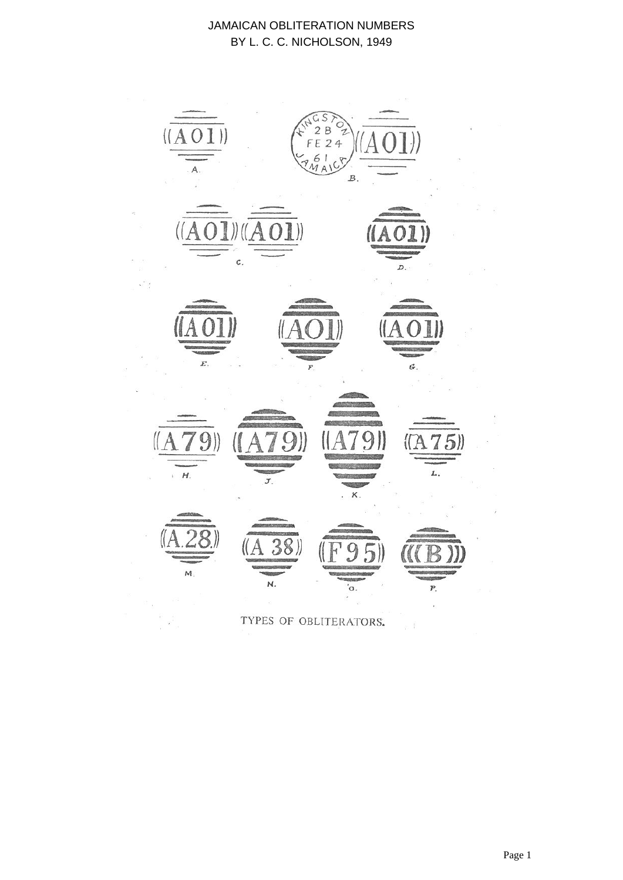JAMAICAN OBLITERATION NUMBERS
BY L. C. C. NICHOLSON, 1949

((A01)) A.

KINGSTON 2B FE 24 61 JAMAICA ((A01)) B.

((A01))((A01)) C.

((A01)) D.

((A01)) E. ((A01)) F. ((A01)) G.

((A79)) H. ((A79)) J. ((A79)) K. ((A75)) L.

((A.28)) M. ((A 38)) N. ((F95)) O. (((B))) P.

TYPES OF OBLITERATORS.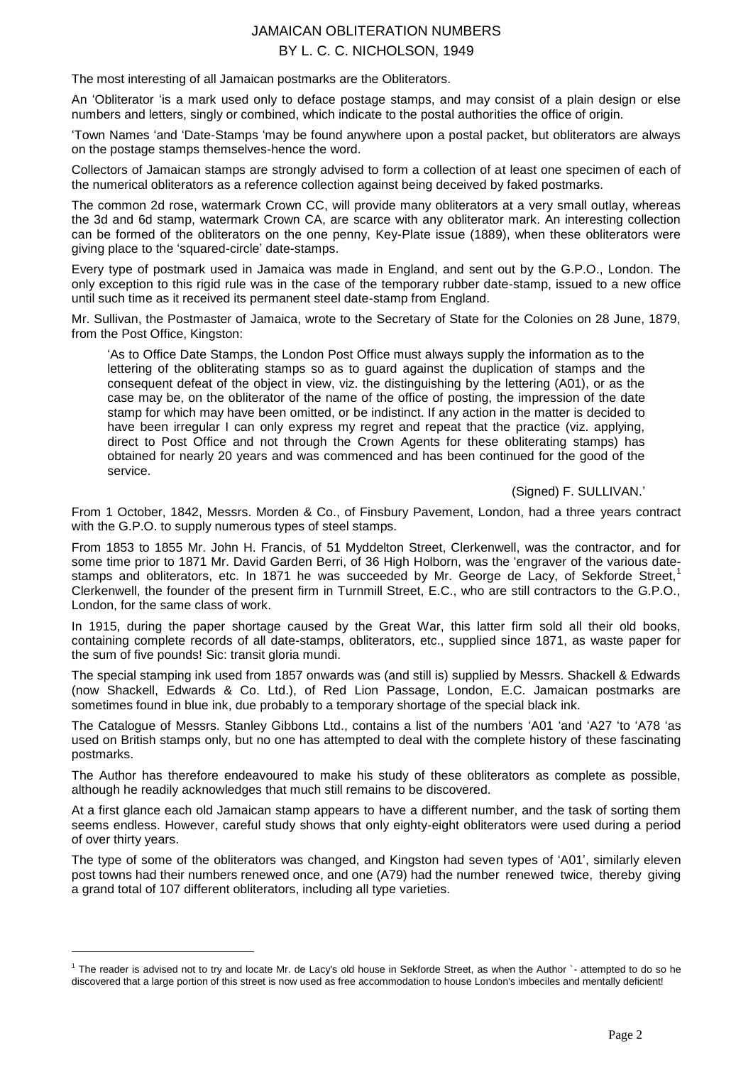# JAMAICAN OBLITERATION NUMBERS

## BY L. C. C. NICHOLSON, 1949

The most interesting of all Jamaican postmarks are the Obliterators.

An 'Obliterator 'is a mark used only to deface postage stamps, and may consist of a plain design or else numbers and letters, singly or combined, which indicate to the postal authorities the office of origin.

'Town Names 'and 'Date-Stamps 'may be found anywhere upon a postal packet, but obliterators are always on the postage stamps themselves-hence the word.

Collectors of Jamaican stamps are strongly advised to form a collection of at least one specimen of each of the numerical obliterators as a reference collection against being deceived by faked postmarks.

The common 2d rose, watermark Crown CC, will provide many obliterators at a very small outlay, whereas the 3d and 6d stamp, watermark Crown CA, are scarce with any obliterator mark. An interesting collection can be formed of the obliterators on the one penny, Key-Plate issue (1889), when these obliterators were giving place to the 'squared-circle' date-stamps.

Every type of postmark used in Jamaica was made in England, and sent out by the G.P.O., London. The only exception to this rigid rule was in the case of the temporary rubber date-stamp, issued to a new office until such time as it received its permanent steel date-stamp from England.

Mr. Sullivan, the Postmaster of Jamaica, wrote to the Secretary of State for the Colonies on 28 June, 1879, from the Post Office, Kingston:

> 'As to Office Date Stamps, the London Post Office must always supply the information as to the lettering of the obliterating stamps so as to guard against the duplication of stamps and the consequent defeat of the object in view, viz. the distinguishing by the lettering (A01), or as the case may be, on the obliterator of the name of the office of posting, the impression of the date stamp for which may have been omitted, or be indistinct. If any action in the matter is decided to have been irregular I can only express my regret and repeat that the practice (viz. applying, direct to Post Office and not through the Crown Agents for these obliterating stamps) has obtained for nearly 20 years and was commenced and has been continued for the good of the service.
>
> (Signed) F. SULLIVAN.'

From 1 October, 1842, Messrs. Morden & Co., of Finsbury Pavement, London, had a three years contract with the G.P.O. to supply numerous types of steel stamps.

From 1853 to 1855 Mr. John H. Francis, of 51 Myddelton Street, Clerkenwell, was the contractor, and for some time prior to 1871 Mr. David Garden Berri, of 36 High Holborn, was the 'engraver of the various date-stamps and obliterators, etc. In 1871 he was succeeded by Mr. George de Lacy, of Sekforde Street,[1] Clerkenwell, the founder of the present firm in Turnmill Street, E.C., who are still contractors to the G.P.O., London, for the same class of work.

In 1915, during the paper shortage caused by the Great War, this latter firm sold all their old books, containing complete records of all date-stamps, obliterators, etc., supplied since 1871, as waste paper for the sum of five pounds! Sic: transit gloria mundi.

The special stamping ink used from 1857 onwards was (and still is) supplied by Messrs. Shackell & Edwards (now Shackell, Edwards & Co. Ltd.), of Red Lion Passage, London, E.C. Jamaican postmarks are sometimes found in blue ink, due probably to a temporary shortage of the special black ink.

The Catalogue of Messrs. Stanley Gibbons Ltd., contains a list of the numbers 'A01 'and 'A27 'to 'A78 'as used on British stamps only, but no one has attempted to deal with the complete history of these fascinating postmarks.

The Author has therefore endeavoured to make his study of these obliterators as complete as possible, although he readily acknowledges that much still remains to be discovered.

At a first glance each old Jamaican stamp appears to have a different number, and the task of sorting them seems endless. However, careful study shows that only eighty-eight obliterators were used during a period of over thirty years.

The type of some of the obliterators was changed, and Kingston had seven types of 'A01', similarly eleven post towns had their numbers renewed once, and one (A79) had the number renewed twice, thereby giving a grand total of 107 different obliterators, including all type varieties.

[1] The reader is advised not to try and locate Mr. de Lacy's old house in Sekforde Street, as when the Author `- attempted to do so he discovered that a large portion of this street is now used as free accommodation to house London's imbeciles and mentally deficient!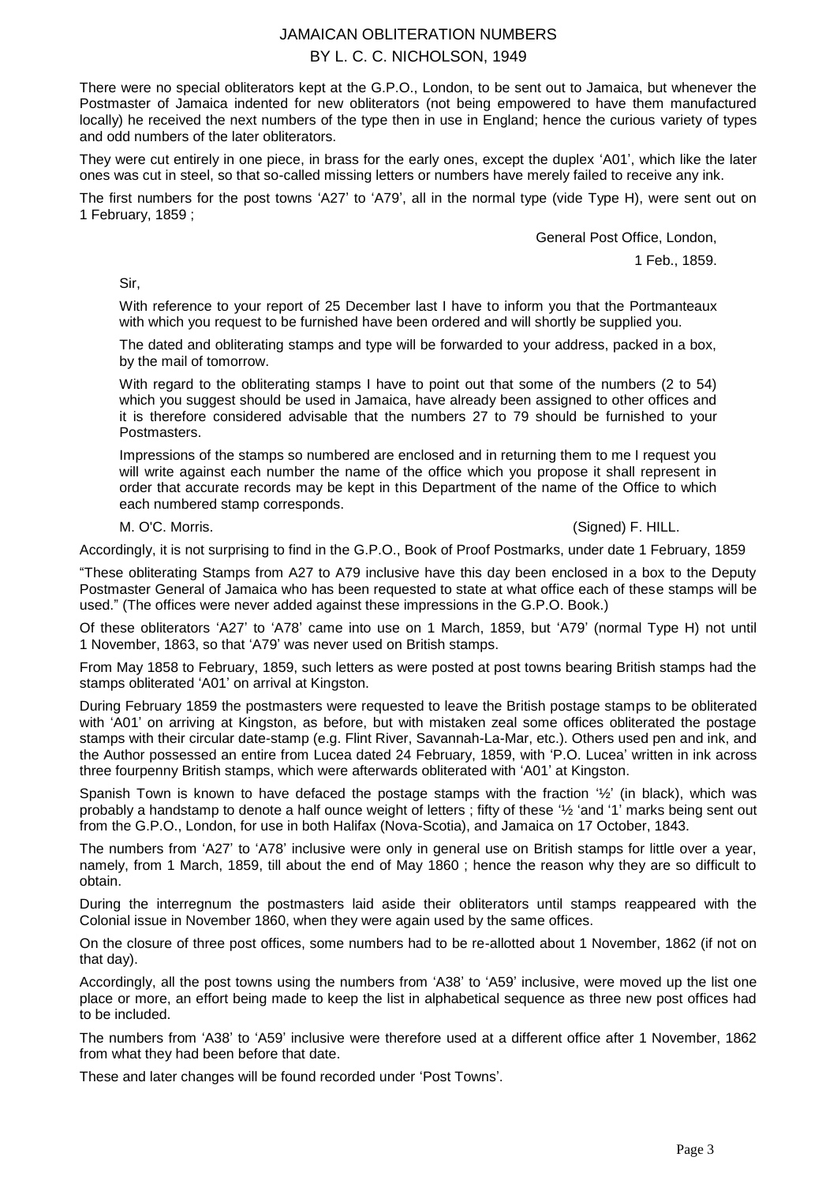# JAMAICAN OBLITERATION NUMBERS

## BY L. C. C. NICHOLSON, 1949

There were no special obliterators kept at the G.P.O., London, to be sent out to Jamaica, but whenever the Postmaster of Jamaica indented for new obliterators (not being empowered to have them manufactured locally) he received the next numbers of the type then in use in England; hence the curious variety of types and odd numbers of the later obliterators.

They were cut entirely in one piece, in brass for the early ones, except the duplex 'A01', which like the later ones was cut in steel, so that so-called missing letters or numbers have merely failed to receive any ink.

The first numbers for the post towns 'A27' to 'A79', all in the normal type (vide Type H), were sent out on 1 February, 1859 ;

> General Post Office, London,
>
> 1 Feb., 1859.
>
> Sir,
>
> With reference to your report of 25 December last I have to inform you that the Portmanteaux with which you request to be furnished have been ordered and will shortly be supplied you.
>
> The dated and obliterating stamps and type will be forwarded to your address, packed in a box, by the mail of tomorrow.
>
> With regard to the obliterating stamps I have to point out that some of the numbers (2 to 54) which you suggest should be used in Jamaica, have already been assigned to other offices and it is therefore considered advisable that the numbers 27 to 79 should be furnished to your Postmasters.
>
> Impressions of the stamps so numbered are enclosed and in returning them to me I request you will write against each number the name of the office which you propose it shall represent in order that accurate records may be kept in this Department of the name of the Office to which each numbered stamp corresponds.
>
> M. O'C. Morris. (Signed) F. HILL.

Accordingly, it is not surprising to find in the G.P.O., Book of Proof Postmarks, under date 1 February, 1859

"These obliterating Stamps from A27 to A79 inclusive have this day been enclosed in a box to the Deputy Postmaster General of Jamaica who has been requested to state at what office each of these stamps will be used." (The offices were never added against these impressions in the G.P.O. Book.)

Of these obliterators 'A27' to 'A78' came into use on 1 March, 1859, but 'A79' (normal Type H) not until 1 November, 1863, so that 'A79' was never used on British stamps.

From May 1858 to February, 1859, such letters as were posted at post towns bearing British stamps had the stamps obliterated 'A01' on arrival at Kingston.

During February 1859 the postmasters were requested to leave the British postage stamps to be obliterated with 'A01' on arriving at Kingston, as before, but with mistaken zeal some offices obliterated the postage stamps with their circular date-stamp (e.g. Flint River, Savannah-La-Mar, etc.). Others used pen and ink, and the Author possessed an entire from Lucea dated 24 February, 1859, with 'P.O. Lucea' written in ink across three fourpenny British stamps, which were afterwards obliterated with 'A01' at Kingston.

Spanish Town is known to have defaced the postage stamps with the fraction '½' (in black), which was probably a handstamp to denote a half ounce weight of letters ; fifty of these '½ 'and '1' marks being sent out from the G.P.O., London, for use in both Halifax (Nova-Scotia), and Jamaica on 17 October, 1843.

The numbers from 'A27' to 'A78' inclusive were only in general use on British stamps for little over a year, namely, from 1 March, 1859, till about the end of May 1860 ; hence the reason why they are so difficult to obtain.

During the interregnum the postmasters laid aside their obliterators until stamps reappeared with the Colonial issue in November 1860, when they were again used by the same offices.

On the closure of three post offices, some numbers had to be re-allotted about 1 November, 1862 (if not on that day).

Accordingly, all the post towns using the numbers from 'A38' to 'A59' inclusive, were moved up the list one place or more, an effort being made to keep the list in alphabetical sequence as three new post offices had to be included.

The numbers from 'A38' to 'A59' inclusive were therefore used at a different office after 1 November, 1862 from what they had been before that date.

These and later changes will be found recorded under 'Post Towns'.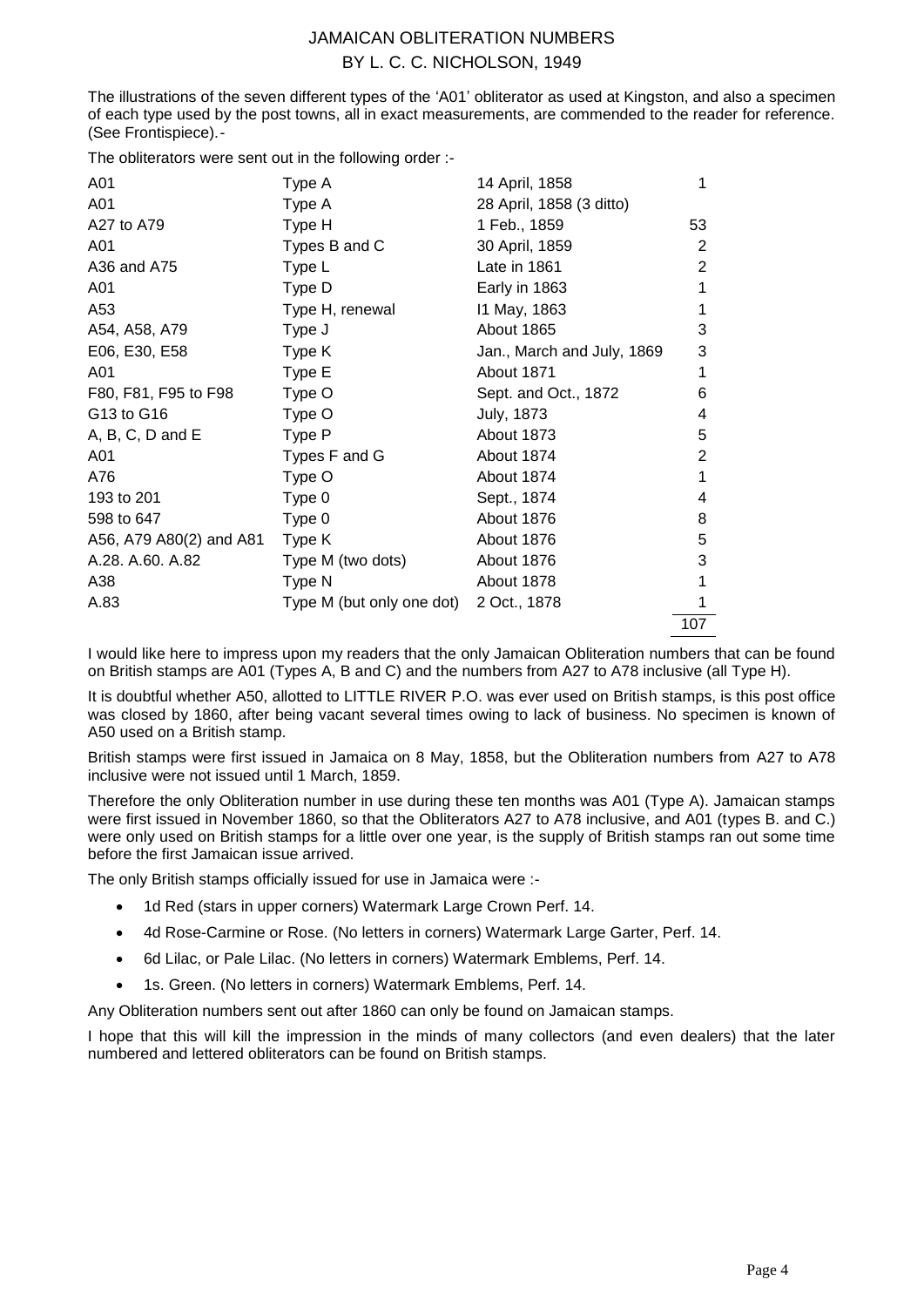# JAMAICAN OBLITERATION NUMBERS
## BY L. C. C. NICHOLSON, 1949

The illustrations of the seven different types of the 'A01' obliterator as used at Kingston, and also a specimen of each type used by the post towns, all in exact measurements, are commended to the reader for reference. (See Frontispiece).-

The obliterators were sent out in the following order :-

| | | | |
|---|---|---|---|
| A01 | Type A | 14 April, 1858 | 1 |
| A01 | Type A | 28 April, 1858 (3 ditto) | |
| A27 to A79 | Type H | 1 Feb., 1859 | 53 |
| A01 | Types B and C | 30 April, 1859 | 2 |
| A36 and A75 | Type L | Late in 1861 | 2 |
| A01 | Type D | Early in 1863 | 1 |
| A53 | Type H, renewal | I1 May, 1863 | 1 |
| A54, A58, A79 | Type J | About 1865 | 3 |
| E06, E30, E58 | Type K | Jan., March and July, 1869 | 3 |
| A01 | Type E | About 1871 | 1 |
| F80, F81, F95 to F98 | Type O | Sept. and Oct., 1872 | 6 |
| G13 to G16 | Type O | July, 1873 | 4 |
| A, B, C, D and E | Type P | About 1873 | 5 |
| A01 | Types F and G | About 1874 | 2 |
| A76 | Type O | About 1874 | 1 |
| 193 to 201 | Type 0 | Sept., 1874 | 4 |
| 598 to 647 | Type 0 | About 1876 | 8 |
| A56, A79 A80(2) and A81 | Type K | About 1876 | 5 |
| A.28. A.60. A.82 | Type M (two dots) | About 1876 | 3 |
| A38 | Type N | About 1878 | 1 |
| A.83 | Type M (but only one dot) | 2 Oct., 1878 | 1 |
| | | | 107 |

I would like here to impress upon my readers that the only Jamaican Obliteration numbers that can be found on British stamps are A01 (Types A, B and C) and the numbers from A27 to A78 inclusive (all Type H).

It is doubtful whether A50, allotted to LITTLE RIVER P.O. was ever used on British stamps, is this post office was closed by 1860, after being vacant several times owing to lack of business. No specimen is known of A50 used on a British stamp.

British stamps were first issued in Jamaica on 8 May, 1858, but the Obliteration numbers from A27 to A78 inclusive were not issued until 1 March, 1859.

Therefore the only Obliteration number in use during these ten months was A01 (Type A). Jamaican stamps were first issued in November 1860, so that the Obliterators A27 to A78 inclusive, and A01 (types B. and C.) were only used on British stamps for a little over one year, is the supply of British stamps ran out some time before the first Jamaican issue arrived.

The only British stamps officially issued for use in Jamaica were :-

- 1d Red (stars in upper corners) Watermark Large Crown Perf. 14.
- 4d Rose-Carmine or Rose. (No letters in corners) Watermark Large Garter, Perf. 14.
- 6d Lilac, or Pale Lilac. (No letters in corners) Watermark Emblems, Perf. 14.
- 1s. Green. (No letters in corners) Watermark Emblems, Perf. 14.

Any Obliteration numbers sent out after 1860 can only be found on Jamaican stamps.

I hope that this will kill the impression in the minds of many collectors (and even dealers) that the later numbered and lettered obliterators can be found on British stamps.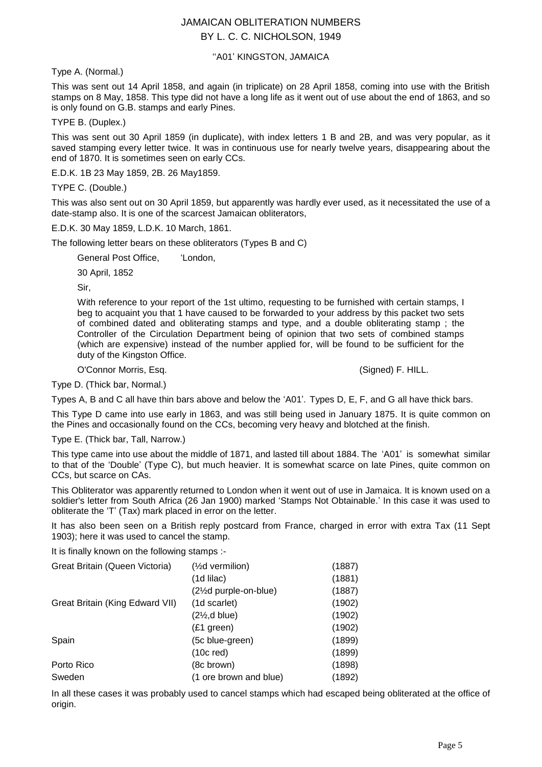# JAMAICAN OBLITERATION NUMBERS
## BY L. C. C. NICHOLSON, 1949

### ''A01' KINGSTON, JAMAICA

Type A. (Normal.)

This was sent out 14 April 1858, and again (in triplicate) on 28 April 1858, coming into use with the British stamps on 8 May, 1858. This type did not have a long life as it went out of use about the end of 1863, and so is only found on G.B. stamps and early Pines.

TYPE B. (Duplex.)

This was sent out 30 April 1859 (in duplicate), with index letters 1 B and 2B, and was very popular, as it saved stamping every letter twice. It was in continuous use for nearly twelve years, disappearing about the end of 1870. It is sometimes seen on early CCs.

E.D.K. 1B 23 May 1859, 2B. 26 May1859.

TYPE C. (Double.)

This was also sent out on 30 April 1859, but apparently was hardly ever used, as it necessitated the use of a date-stamp also. It is one of the scarcest Jamaican obliterators,

E.D.K. 30 May 1859, L.D.K. 10 March, 1861.

The following letter bears on these obliterators (Types B and C)

> General Post Office, 'London,
>
> 30 April, 1852
>
> Sir,
>
> With reference to your report of the 1st ultimo, requesting to be furnished with certain stamps, I beg to acquaint you that 1 have caused to be forwarded to your address by this packet two sets of combined dated and obliterating stamps and type, and a double obliterating stamp ; the Controller of the Circulation Department being of opinion that two sets of combined stamps (which are expensive) instead of the number applied for, will be found to be sufficient for the duty of the Kingston Office.
>
> O'Connor Morris, Esq. (Signed) F. HILL.

Type D. (Thick bar, Normal.)

Types A, B and C all have thin bars above and below the 'A01'. Types D, E, F, and G all have thick bars.

This Type D came into use early in 1863, and was still being used in January 1875. It is quite common on the Pines and occasionally found on the CCs, becoming very heavy and blotched at the finish.

Type E. (Thick bar, Tall, Narrow.)

This type came into use about the middle of 1871, and lasted till about 1884. The 'A01' is somewhat similar to that of the 'Double' (Type C), but much heavier. It is somewhat scarce on late Pines, quite common on CCs, but scarce on CAs.

This Obliterator was apparently returned to London when it went out of use in Jamaica. It is known used on a soldier's letter from South Africa (26 Jan 1900) marked 'Stamps Not Obtainable.' In this case it was used to obliterate the 'T' (Tax) mark placed in error on the letter.

It has also been seen on a British reply postcard from France, charged in error with extra Tax (11 Sept 1903); here it was used to cancel the stamp.

It is finally known on the following stamps :-

| | | |
|---|---|---|
| Great Britain (Queen Victoria) | (½d vermilion) | (1887) |
| | (1d lilac) | (1881) |
| | (2½d purple-on-blue) | (1887) |
| Great Britain (King Edward VII) | (1d scarlet) | (1902) |
| | (2½,d blue) | (1902) |
| | (£1 green) | (1902) |
| Spain | (5c blue-green) | (1899) |
| | (10c red) | (1899) |
| Porto Rico | (8c brown) | (1898) |
| Sweden | (1 ore brown and blue) | (1892) |

In all these cases it was probably used to cancel stamps which had escaped being obliterated at the office of origin.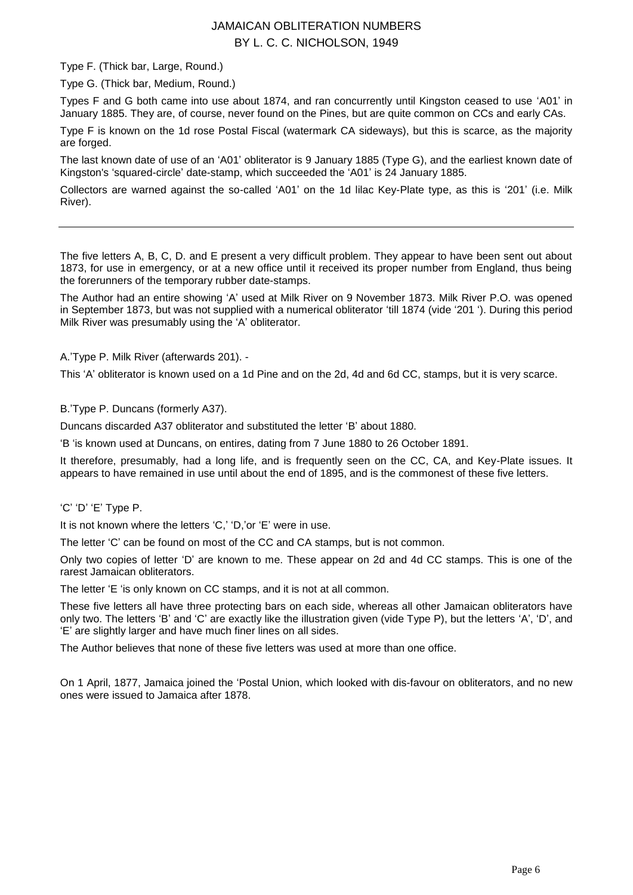Type F. (Thick bar, Large, Round.)

Type G. (Thick bar, Medium, Round.)

Types F and G both came into use about 1874, and ran concurrently until Kingston ceased to use 'A01' in January 1885. They are, of course, never found on the Pines, but are quite common on CCs and early CAs.

Type F is known on the 1d rose Postal Fiscal (watermark CA sideways), but this is scarce, as the majority are forged.

The last known date of use of an 'A01' obliterator is 9 January 1885 (Type G), and the earliest known date of Kingston's 'squared-circle' date-stamp, which succeeded the 'A01' is 24 January 1885.

Collectors are warned against the so-called 'A01' on the 1d lilac Key-Plate type, as this is '201' (i.e. Milk River).

---

The five letters A, B, C, D. and E present a very difficult problem. They appear to have been sent out about 1873, for use in emergency, or at a new office until it received its proper number from England, thus being the forerunners of the temporary rubber date-stamps.

The Author had an entire showing 'A' used at Milk River on 9 November 1873. Milk River P.O. was opened in September 1873, but was not supplied with a numerical obliterator 'till 1874 (vide '201 '). During this period Milk River was presumably using the 'A' obliterator.

A.'Type P. Milk River (afterwards 201). -

This 'A' obliterator is known used on a 1d Pine and on the 2d, 4d and 6d CC, stamps, but it is very scarce.

B.'Type P. Duncans (formerly A37).

Duncans discarded A37 obliterator and substituted the letter 'B' about 1880.

'B 'is known used at Duncans, on entires, dating from 7 June 1880 to 26 October 1891.

It therefore, presumably, had a long life, and is frequently seen on the CC, CA, and Key-Plate issues. It appears to have remained in use until about the end of 1895, and is the commonest of these five letters.

'C' 'D' 'E' Type P.

It is not known where the letters 'C,' 'D,'or 'E' were in use.

The letter 'C' can be found on most of the CC and CA stamps, but is not common.

Only two copies of letter 'D' are known to me. These appear on 2d and 4d CC stamps. This is one of the rarest Jamaican obliterators.

The letter 'E 'is only known on CC stamps, and it is not at all common.

These five letters all have three protecting bars on each side, whereas all other Jamaican obliterators have only two. The letters 'B' and 'C' are exactly like the illustration given (vide Type P), but the letters 'A', 'D', and 'E' are slightly larger and have much finer lines on all sides.

The Author believes that none of these five letters was used at more than one office.

On 1 April, 1877, Jamaica joined the 'Postal Union, which looked with dis-favour on obliterators, and no new ones were issued to Jamaica after 1878.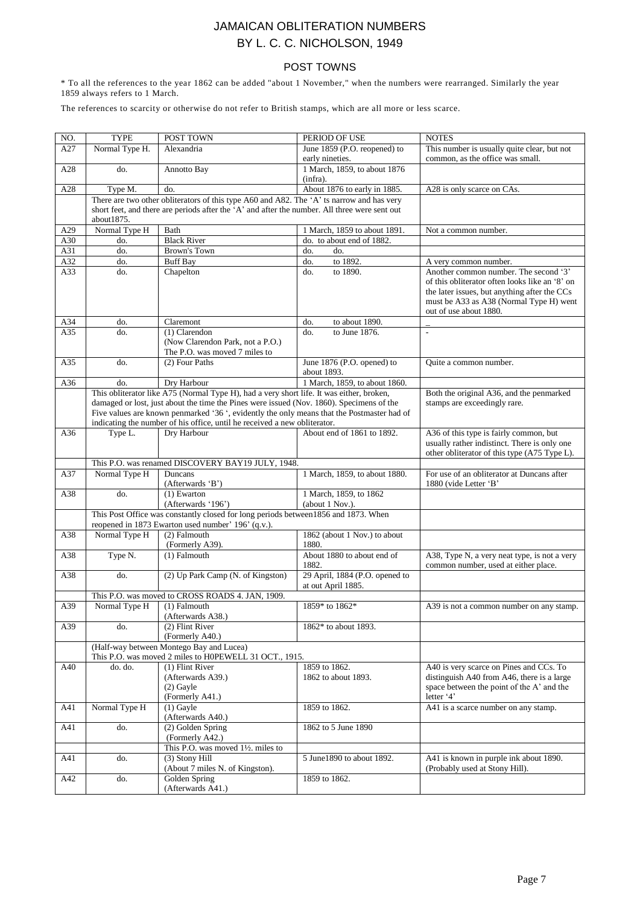# JAMAICAN OBLITERATION NUMBERS
# BY L. C. C. NICHOLSON, 1949

## POST TOWNS

* To all the references to the year 1862 can be added "about 1 November," when the numbers were rearranged. Similarly the year 1859 always refers to 1 March.

The references to scarcity or otherwise do not refer to British stamps, which are all more or less scarce.

| NO. | TYPE | POST TOWN | PERIOD OF USE | NOTES |
|---|---|---|---|---|
| A27 | Normal Type H. | Alexandria | June 1859 (P.O. reopened) to early nineties. | This number is usually quite clear, but not common, as the office was small. |
| A28 | do. | Annotto Bay | 1 March, 1859, to about 1876 (infra). | |
| A28 | Type M. | do. | About 1876 to early in 1885. | A28 is only scarce on CAs. |
| | There are two other obliterators of this type A60 and A82. The 'A' ts narrow and has very short feet, and there are periods after the 'A' and after the number. All three were sent out about1875. | | | |
| A29 | Normal Type H | Bath | 1 March, 1859 to about 1891. | Not a common number. |
| A30 | do. | Black River | do. to about end of 1882. | |
| A31 | do. | Brown's Town | do. do. | |
| A32 | do. | Buff Bay | do. to 1892. | A very common number. |
| A33 | do. | Chapelton | do. to 1890. | Another common number. The second '3' of this obliterator often looks like an '8' on the later issues, but anything after the CCs must be A33 as A38 (Normal Type H) went out of use about 1880. |
| A34 | do. | Claremont | do. to about 1890. | _ |
| A35 | do. | (1) Clarendon (Now Clarendon Park, not a P.O.) The P.O. was moved 7 miles to | do. to June 1876. | - |
| A35 | do. | (2) Four Paths | June 1876 (P.O. opened) to about 1893. | Quite a common number. |
| A36 | do. | Dry Harbour | 1 March, 1859, to about 1860. | |
| | This obliterator like A75 (Normal Type H), had a very short life. It was either, broken, damaged or lost, just about the time the Pines were issued (Nov. 1860). Specimens of the Five values are known penmarked '36 ', evidently the only means that the Postmaster had of indicating the number of his office, until he received a new obliterator. | | | Both the original A36, and the penmarked stamps are exceedingly rare. |
| A36 | Type L. | Dry Harbour | About end of 1861 to 1892. | A36 of this type is fairly common, but usually rather indistinct. There is only one other obliterator of this type (A75 Type L). |
| | This P.O. was renamed DISCOVERY BAY19 JULY, 1948. | | | |
| A37 | Normal Type H | Duncans (Afterwards 'B') | 1 March, 1859, to about 1880. | For use of an obliterator at Duncans after 1880 (vide Letter 'B' |
| A38 | do. | (1) Ewarton (Afterwards '196') | 1 March, 1859, to 1862 (about 1 Nov.). | |
| | This Post Office was constantly closed for long periods between1856 and 1873. When reopened in 1873 Ewarton used number' 196' (q.v.). | | | |
| A38 | Normal Type H | (2) Falmouth (Formerly A39). | 1862 (about 1 Nov.) to about 1880. | |
| A38 | Type N. | (1) Falmouth | About 1880 to about end of 1882. | A38, Type N, a very neat type, is not a very common number, used at either place. |
| A38 | do. | (2) Up Park Camp (N. of Kingston) | 29 April, 1884 (P.O. opened to at out April 1885. | |
| | This P.O. was moved to CROSS ROADS 4. JAN, 1909. | | | |
| A39 | Normal Type H | (1) Falmouth (Afterwards A38.) | 1859* to 1862* | A39 is not a common number on any stamp. |
| A39 | do. | (2) Flint River (Formerly A40.) | 1862* to about 1893. | |
| | (Half-way between Montego Bay and Lucea) This P.O. was moved 2 miles to H0PEWELL 31 OCT., 1915. | | | |
| A40 | do. do. | (1) Flint River (Afterwards A39.) (2) Gayle (Formerly A41.) | 1859 to 1862. 1862 to about 1893. | A40 is very scarce on Pines and CCs. To distinguish A40 from A46, there is a large space between the point of the A' and the letter '4' |
| A41 | Normal Type H | (1) Gayle (Afterwards A40.) | 1859 to 1862. | A41 is a scarce number on any stamp. |
| A41 | do. | (2) Golden Spring (Formerly A42.) | 1862 to 5 June 1890 | |
| | | This P.O. was moved 1½. miles to | | |
| A41 | do. | (3) Stony Hill (About 7 miles N. of Kingston). | 5 June1890 to about 1892. | A41 is known in purple ink about 1890. (Probably used at Stony Hill). |
| A42 | do. | Golden Spring (Afterwards A41.) | 1859 to 1862. | |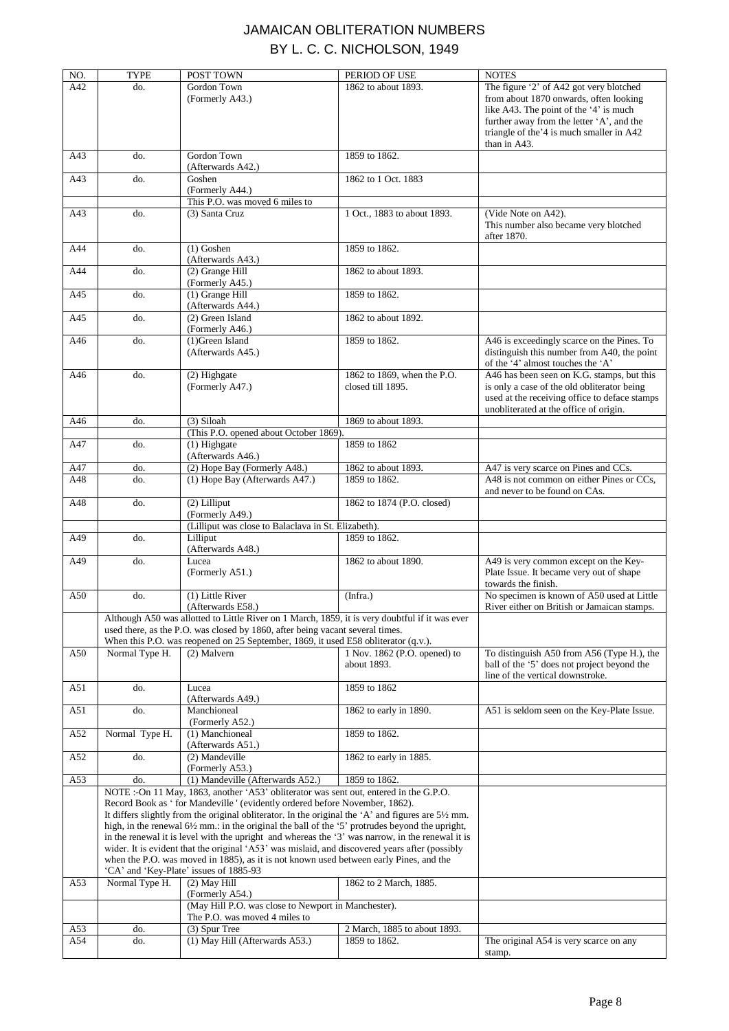# JAMAICAN OBLITERATION NUMBERS
# BY L. C. C. NICHOLSON, 1949

| NO. | TYPE | POST TOWN | PERIOD OF USE | NOTES |
|---|---|---|---|---|
| A42 | do. | Gordon Town (Formerly A43.) | 1862 to about 1893. | The figure '2' of A42 got very blotched from about 1870 onwards, often looking like A43. The point of the '4' is much further away from the letter 'A', and the triangle of the'4 is much smaller in A42 than in A43. |
| A43 | do. | Gordon Town (Afterwards A42.) | 1859 to 1862. | |
| A43 | do. | Goshen (Formerly A44.) | 1862 to 1 Oct. 1883 | |
| | | This P.O. was moved 6 miles to | | |
| A43 | do. | (3) Santa Cruz | 1 Oct., 1883 to about 1893. | (Vide Note on A42). This number also became very blotched after 1870. |
| A44 | do. | (1) Goshen (Afterwards A43.) | 1859 to 1862. | |
| A44 | do. | (2) Grange Hill (Formerly A45.) | 1862 to about 1893. | |
| A45 | do. | (1) Grange Hill (Afterwards A44.) | 1859 to 1862. | |
| A45 | do. | (2) Green Island (Formerly A46.) | 1862 to about 1892. | |
| A46 | do. | (1)Green Island (Afterwards A45.) | 1859 to 1862. | A46 is exceedingly scarce on the Pines. To distinguish this number from A40, the point of the '4' almost touches the 'A' |
| A46 | do. | (2) Highgate (Formerly A47.) | 1862 to 1869, when the P.O. closed till 1895. | A46 has been seen on K.G. stamps, but this is only a case of the old obliterator being used at the receiving office to deface stamps unobliterated at the office of origin. |
| A46 | do. | (3) Siloah | 1869 to about 1893. | |
| | | (This P.O. opened about October 1869). | | |
| A47 | do. | (1) Highgate (Afterwards A46.) | 1859 to 1862 | |
| A47 | do. | (2) Hope Bay (Formerly A48.) | 1862 to about 1893. | A47 is very scarce on Pines and CCs. |
| A48 | do. | (1) Hope Bay (Afterwards A47.) | 1859 to 1862. | A48 is not common on either Pines or CCs, and never to be found on CAs. |
| A48 | do. | (2) Lilliput (Formerly A49.) | 1862 to 1874 (P.O. closed) | |
| | | (Lilliput was close to Balaclava in St. Elizabeth). | | |
| A49 | do. | Lilliput (Afterwards A48.) | 1859 to 1862. | |
| A49 | do. | Lucea (Formerly A51.) | 1862 to about 1890. | A49 is very common except on the Key-Plate Issue. It became very out of shape towards the finish. |
| A50 | do. | (1) Little River (Afterwards E58.) | (Infra.) | No specimen is known of A50 used at Little River either on British or Jamaican stamps. |
| | Although A50 was allotted to Little River on 1 March, 1859, it is very doubtful if it was ever used there, as the P.O. was closed by 1860, after being vacant several times. When this P.O. was reopened on 25 September, 1869, it used E58 obliterator (q.v.). | | | |
| A50 | Normal Type H. | (2) Malvern | 1 Nov. 1862 (P.O. opened) to about 1893. | To distinguish A50 from A56 (Type H.), the ball of the '5' does not project beyond the line of the vertical downstroke. |
| A51 | do. | Lucea (Afterwards A49.) | 1859 to 1862 | |
| A51 | do. | Manchioneal (Formerly A52.) | 1862 to early in 1890. | A51 is seldom seen on the Key-Plate Issue. |
| A52 | Normal Type H. | (1) Manchioneal (Afterwards A51.) | 1859 to 1862. | |
| A52 | do. | (2) Mandeville (Formerly A53.) | 1862 to early in 1885. | |
| A53 | do. | (1) Mandeville (Afterwards A52.) | 1859 to 1862. | |
| | NOTE :-On 11 May, 1863, another 'A53' obliterator was sent out, entered in the G.P.O. Record Book as ' for Mandeville ' (evidently ordered before November, 1862). It differs slightly from the original obliterator. In the original the 'A' and figures are 5½ mm. high, in the renewal 6½ mm.: in the original the ball of the '5' protrudes beyond the upright, in the renewal it is level with the upright and whereas the '3' was narrow, in the renewal it is wider. It is evident that the original 'A53' was mislaid, and discovered years after (possibly when the P.O. was moved in 1885), as it is not known used between early Pines, and the 'CA' and 'Key-Plate' issues of 1885-93 | | | |
| A53 | Normal Type H. | (2) May Hill (Formerly A54.) | 1862 to 2 March, 1885. | |
| | | (May Hill P.O. was close to Newport in Manchester). The P.O. was moved 4 miles to | | |
| A53 | do. | (3) Spur Tree | 2 March, 1885 to about 1893. | |
| A54 | do. | (1) May Hill (Afterwards A53.) | 1859 to 1862. | The original A54 is very scarce on any stamp. |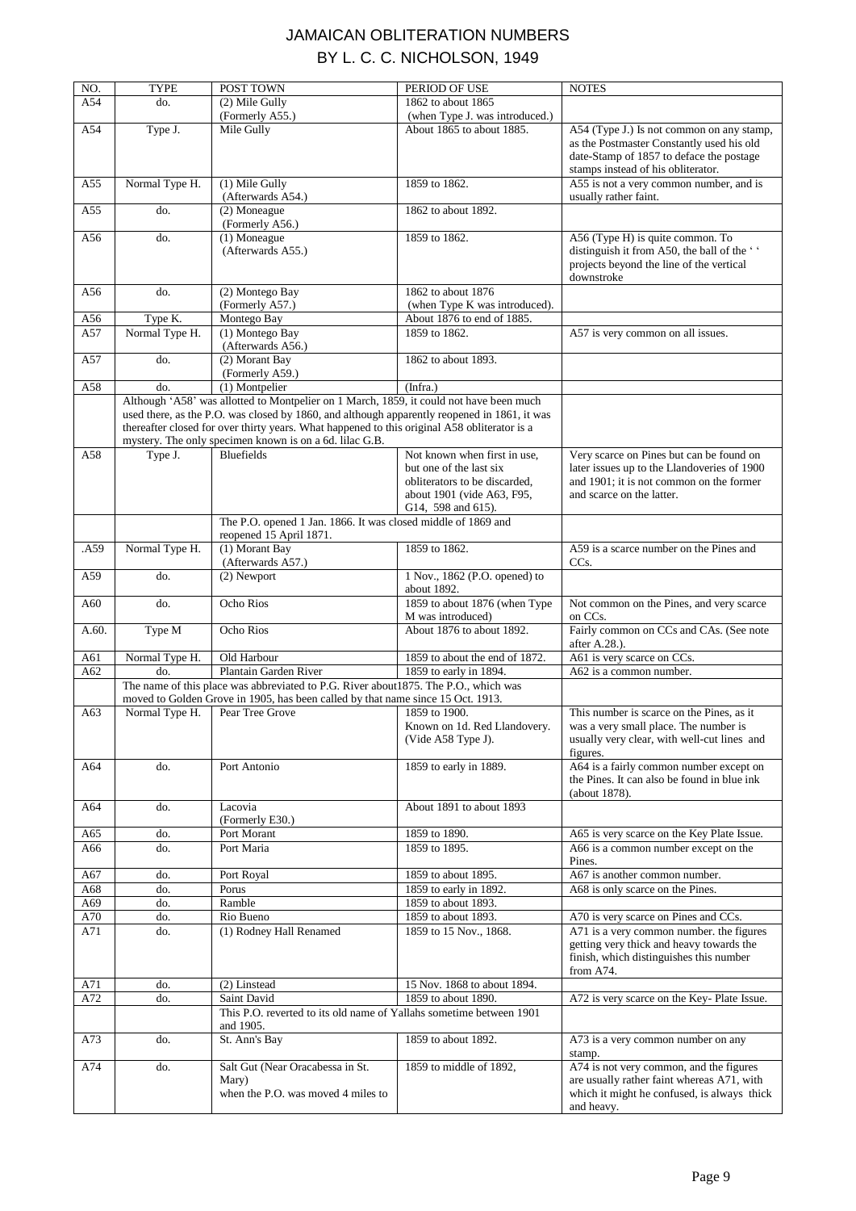# JAMAICAN OBLITERATION NUMBERS
# BY L. C. C. NICHOLSON, 1949

| NO. | TYPE | POST TOWN | PERIOD OF USE | NOTES |
|---|---|---|---|---|
| A54 | do. | (2) Mile Gully (Formerly A55.) | 1862 to about 1865 (when Type J. was introduced.) | |
| A54 | Type J. | Mile Gully | About 1865 to about 1885. | A54 (Type J.) Is not common on any stamp, as the Postmaster Constantly used his old date-Stamp of 1857 to deface the postage stamps instead of his obliterator. |
| A55 | Normal Type H. | (1) Mile Gully (Afterwards A54.) | 1859 to 1862. | A55 is not a very common number, and is usually rather faint. |
| A55 | do. | (2) Moneague (Formerly A56.) | 1862 to about 1892. | |
| A56 | do. | (1) Moneague (Afterwards A55.) | 1859 to 1862. | A56 (Type H) is quite common. To distinguish it from A50, the ball of the ' ' projects beyond the line of the vertical downstroke |
| A56 | do. | (2) Montego Bay (Formerly A57.) | 1862 to about 1876 (when Type K was introduced). | |
| A56 | Type K. | Montego Bay | About 1876 to end of 1885. | |
| A57 | Normal Type H. | (1) Montego Bay (Afterwards A56.) | 1859 to 1862. | A57 is very common on all issues. |
| A57 | do. | (2) Morant Bay (Formerly A59.) | 1862 to about 1893. | |
| A58 | do. | (1) Montpelier | (Infra.) | |
| | | Although 'A58' was allotted to Montpelier on 1 March, 1859, it could not have been much used there, as the P.O. was closed by 1860, and although apparently reopened in 1861, it was thereafter closed for over thirty years. What happened to this original A58 obliterator is a mystery. The only specimen known is on a 6d. lilac G.B. | | |
| A58 | Type J. | Bluefields | Not known when first in use, but one of the last six obliterators to be discarded, about 1901 (vide A63, F95, G14, 598 and 615). | Very scarce on Pines but can be found on later issues up to the Llandoveries of 1900 and 1901; it is not common on the former and scarce on the latter. |
| | | The P.O. opened 1 Jan. 1866. It was closed middle of 1869 and reopened 15 April 1871. | | |
| .A59 | Normal Type H. | (1) Morant Bay (Afterwards A57.) | 1859 to 1862. | A59 is a scarce number on the Pines and CCs. |
| A59 | do. | (2) Newport | 1 Nov., 1862 (P.O. opened) to about 1892. | |
| A60 | do. | Ocho Rios | 1859 to about 1876 (when Type M was introduced) | Not common on the Pines, and very scarce on CCs. |
| A.60. | Type M | Ocho Rios | About 1876 to about 1892. | Fairly common on CCs and CAs. (See note after A.28.). |
| A61 | Normal Type H. | Old Harbour | 1859 to about the end of 1872. | A61 is very scarce on CCs. |
| A62 | do. | Plantain Garden River | 1859 to early in 1894. | A62 is a common number. |
| | | The name of this place was abbreviated to P.G. River about1875. The P.O., which was moved to Golden Grove in 1905, has been called by that name since 15 Oct. 1913. | | |
| A63 | Normal Type H. | Pear Tree Grove | 1859 to 1900. Known on 1d. Red Llandovery. (Vide A58 Type J). | This number is scarce on the Pines, as it was a very small place. The number is usually very clear, with well-cut lines and figures. |
| A64 | do. | Port Antonio | 1859 to early in 1889. | A64 is a fairly common number except on the Pines. It can also be found in blue ink (about 1878). |
| A64 | do. | Lacovia (Formerly E30.) | About 1891 to about 1893 | |
| A65 | do. | Port Morant | 1859 to 1890. | A65 is very scarce on the Key Plate Issue. |
| A66 | do. | Port Maria | 1859 to 1895. | A66 is a common number except on the Pines. |
| A67 | do. | Port Royal | 1859 to about 1895. | A67 is another common number. |
| A68 | do. | Porus | 1859 to early in 1892. | A68 is only scarce on the Pines. |
| A69 | do. | Ramble | 1859 to about 1893. | |
| A70 | do. | Rio Bueno | 1859 to about 1893. | A70 is very scarce on Pines and CCs. |
| A71 | do. | (1) Rodney Hall Renamed | 1859 to 15 Nov., 1868. | A71 is a very common number. the figures getting very thick and heavy towards the finish, which distinguishes this number from A74. |
| A71 | do. | (2) Linstead | 15 Nov. 1868 to about 1894. | |
| A72 | do. | Saint David | 1859 to about 1890. | A72 is very scarce on the Key- Plate Issue. |
| | | This P.O. reverted to its old name of Yallahs sometime between 1901 and 1905. | | |
| A73 | do. | St. Ann's Bay | 1859 to about 1892. | A73 is a very common number on any stamp. |
| A74 | do. | Salt Gut (Near Oracabessa in St. Mary) when the P.O. was moved 4 miles to | 1859 to middle of 1892, | A74 is not very common, and the figures are usually rather faint whereas A71, with which it might he confused, is always thick and heavy. |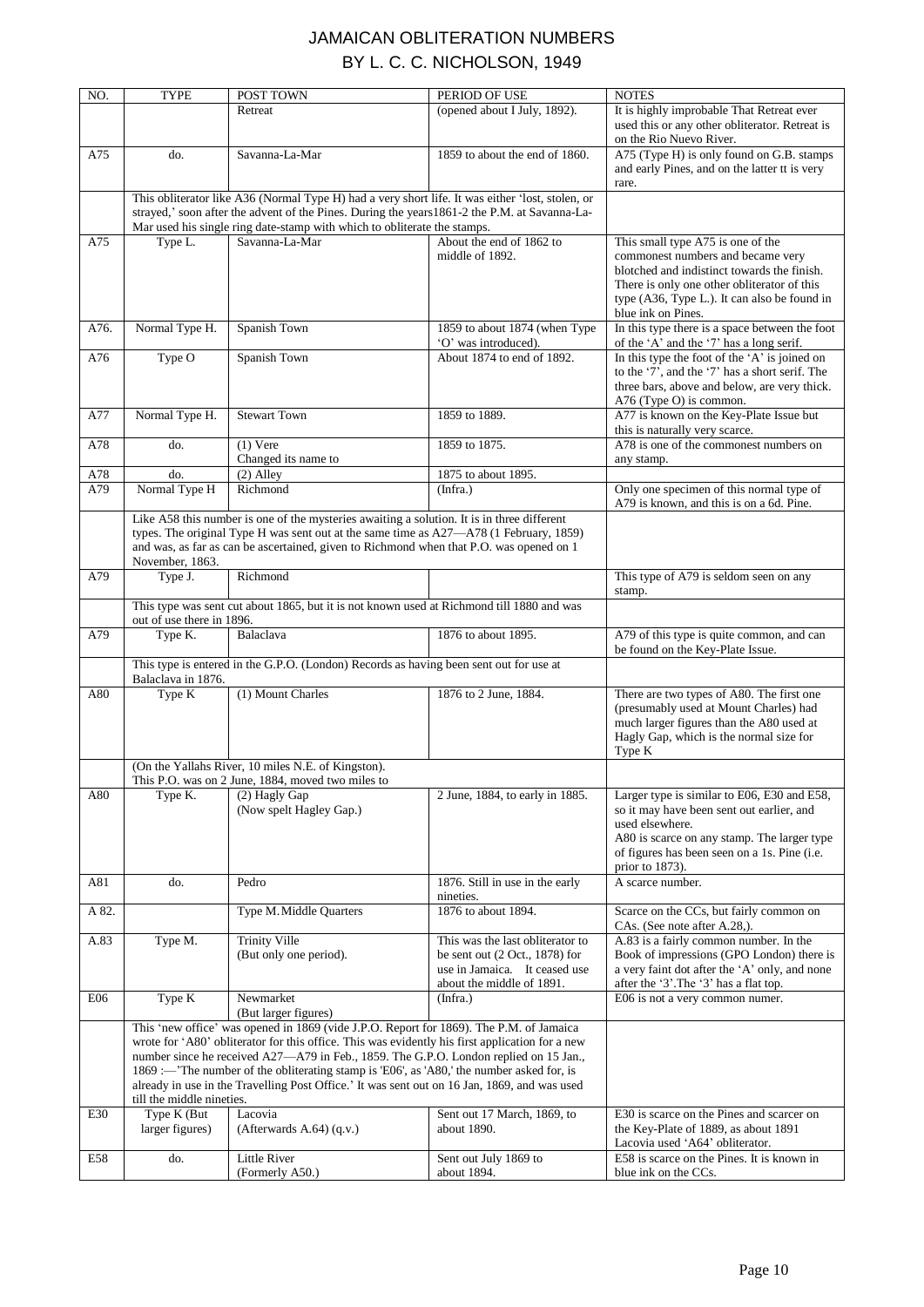# JAMAICAN OBLITERATION NUMBERS BY L. C. C. NICHOLSON, 1949

| NO. | TYPE | POST TOWN | PERIOD OF USE | NOTES |
|---|---|---|---|---|
| | | Retreat | (opened about I July, 1892). | It is highly improbable That Retreat ever used this or any other obliterator. Retreat is on the Rio Nuevo River. |
| A75 | do. | Savanna-La-Mar | 1859 to about the end of 1860. | A75 (Type H) is only found on G.B. stamps and early Pines, and on the latter tt is very rare. |
| | This obliterator like A36 (Normal Type H) had a very short life. It was either 'lost, stolen, or strayed,' soon after the advent of the Pines. During the years1861-2 the P.M. at Savanna-La-Mar used his single ring date-stamp with which to obliterate the stamps. | | | |
| A75 | Type L. | Savanna-La-Mar | About the end of 1862 to middle of 1892. | This small type A75 is one of the commonest numbers and became very blotched and indistinct towards the finish. There is only one other obliterator of this type (A36, Type L.). It can also be found in blue ink on Pines. |
| A76. | Normal Type H. | Spanish Town | 1859 to about 1874 (when Type 'O' was introduced). | In this type there is a space between the foot of the 'A' and the '7' has a long serif. |
| A76 | Type O | Spanish Town | About 1874 to end of 1892. | In this type the foot of the 'A' is joined on to the '7', and the '7' has a short serif. The three bars, above and below, are very thick. A76 (Type O) is common. |
| A77 | Normal Type H. | Stewart Town | 1859 to 1889. | A77 is known on the Key-Plate Issue but this is naturally very scarce. |
| A78 | do. | (1) Vere<br>Changed its name to | 1859 to 1875. | A78 is one of the commonest numbers on any stamp. |
| A78 | do. | (2) Alley | 1875 to about 1895. | |
| A79 | Normal Type H | Richmond | (Infra.) | Only one specimen of this normal type of A79 is known, and this is on a 6d. Pine. |
| | Like A58 this number is one of the mysteries awaiting a solution. It is in three different types. The original Type H was sent out at the same time as A27—A78 (1 February, 1859) and was, as far as can be ascertained, given to Richmond when that P.O. was opened on 1 November, 1863. | | | |
| A79 | Type J. | Richmond | | This type of A79 is seldom seen on any stamp. |
| | This type was sent cut about 1865, but it is not known used at Richmond till 1880 and was out of use there in 1896. | | | |
| A79 | Type K. | Balaclava | 1876 to about 1895. | A79 of this type is quite common, and can be found on the Key-Plate Issue. |
| | This type is entered in the G.P.O. (London) Records as having been sent out for use at Balaclava in 1876. | | | |
| A80 | Type K | (1) Mount Charles | 1876 to 2 June, 1884. | There are two types of A80. The first one (presumably used at Mount Charles) had much larger figures than the A80 used at Hagly Gap, which is the normal size for Type K |
| | (On the Yallahs River, 10 miles N.E. of Kingston).<br>This P.O. was on 2 June, 1884, moved two miles to | | | |
| A80 | Type K. | (2) Hagly Gap<br>(Now spelt Hagley Gap.) | 2 June, 1884, to early in 1885. | Larger type is similar to E06, E30 and E58, so it may have been sent out earlier, and used elsewhere.<br>A80 is scarce on any stamp. The larger type of figures has been seen on a 1s. Pine (i.e. prior to 1873). |
| A81 | do. | Pedro | 1876. Still in use in the early nineties. | A scarce number. |
| A 82. | | Type M. Middle Quarters | 1876 to about 1894. | Scarce on the CCs, but fairly common on CAs. (See note after A.28,). |
| A.83 | Type M. | Trinity Ville<br>(But only one period). | This was the last obliterator to be sent out (2 Oct., 1878) for use in Jamaica. It ceased use about the middle of 1891. | A.83 is a fairly common number. In the Book of impressions (GPO London) there is a very faint dot after the 'A' only, and none after the '3'.The '3' has a flat top. |
| E06 | Type K | Newmarket<br>(But larger figures) | (Infra.) | E06 is not a very common numer. |
| | This 'new office' was opened in 1869 (vide J.P.O. Report for 1869). The P.M. of Jamaica wrote for 'A80' obliterator for this office. This was evidently his first application for a new number since he received A27—A79 in Feb., 1859. The G.P.O. London replied on 15 Jan., 1869 :—'The number of the obliterating stamp is 'E06', as 'A80,' the number asked for, is already in use in the Travelling Post Office.' It was sent out on 16 Jan, 1869, and was used till the middle nineties. | | | |
| E30 | Type K (But larger figures) | Lacovia<br>(Afterwards A.64) (q.v.) | Sent out 17 March, 1869, to about 1890. | E30 is scarce on the Pines and scarcer on the Key-Plate of 1889, as about 1891 Lacovia used 'A64' obliterator. |
| E58 | do. | Little River<br>(Formerly A50.) | Sent out July 1869 to about 1894. | E58 is scarce on the Pines. It is known in blue ink on the CCs. |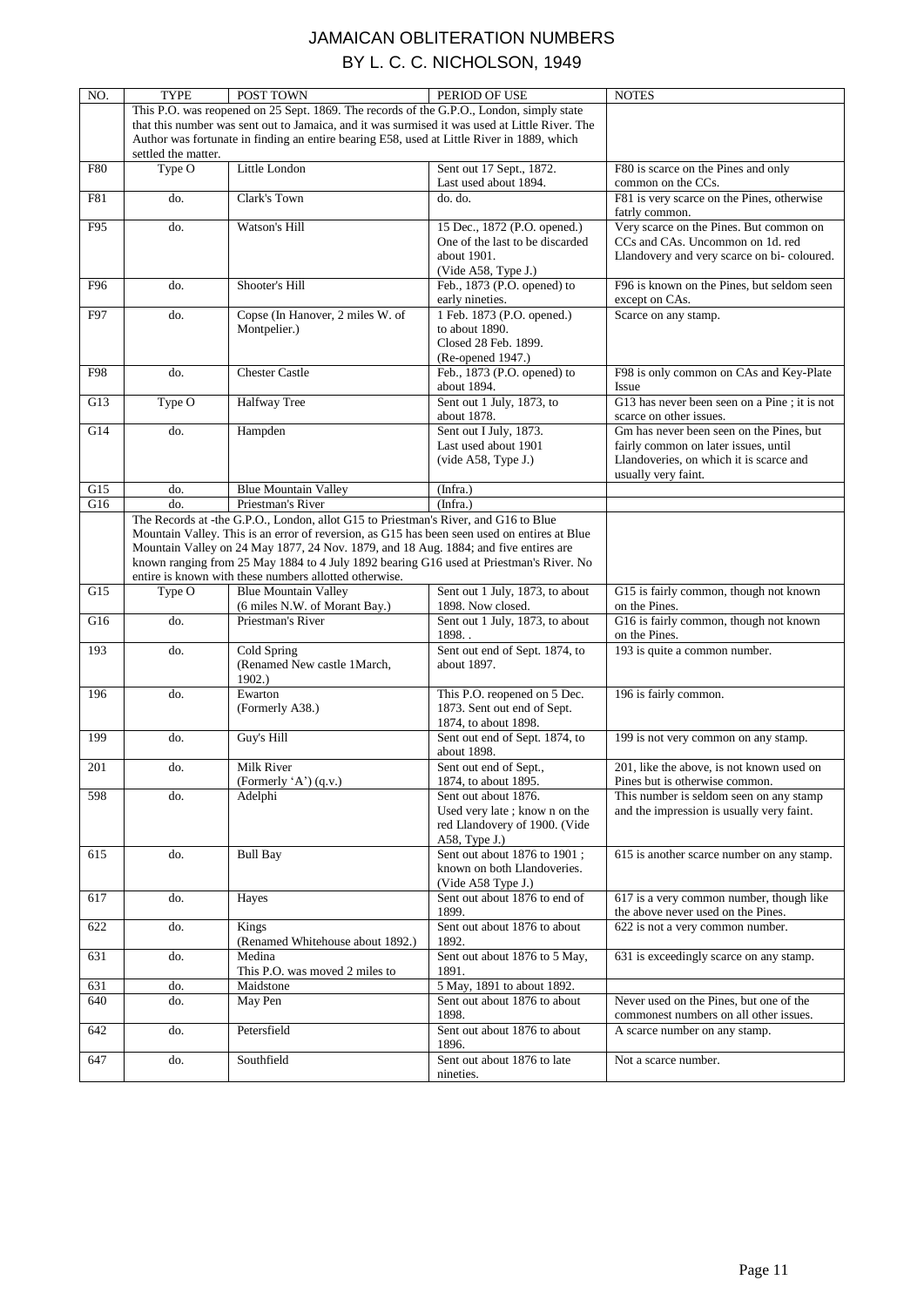# JAMAICAN OBLITERATION NUMBERS
# BY L. C. C. NICHOLSON, 1949

| NO. | TYPE | POST TOWN | PERIOD OF USE | NOTES |
|---|---|---|---|---|
| | This P.O. was reopened on 25 Sept. 1869. The records of the G.P.O., London, simply state that this number was sent out to Jamaica, and it was surmised it was used at Little River. The Author was fortunate in finding an entire bearing E58, used at Little River in 1889, which settled the matter. | | | |
| F80 | Type O | Little London | Sent out 17 Sept., 1872. Last used about 1894. | F80 is scarce on the Pines and only common on the CCs. |
| F81 | do. | Clark's Town | do. do. | F81 is very scarce on the Pines, otherwise fatrly common. |
| F95 | do. | Watson's Hill | 15 Dec., 1872 (P.O. opened.) One of the last to be discarded about 1901. (Vide A58, Type J.) | Very scarce on the Pines. But common on CCs and CAs. Uncommon on 1d. red Llandovery and very scarce on bi- coloured. |
| F96 | do. | Shooter's Hill | Feb., 1873 (P.O. opened) to early nineties. | F96 is known on the Pines, but seldom seen except on CAs. |
| F97 | do. | Copse (In Hanover, 2 miles W. of Montpelier.) | 1 Feb. 1873 (P.O. opened.) to about 1890. Closed 28 Feb. 1899. (Re-opened 1947.) | Scarce on any stamp. |
| F98 | do. | Chester Castle | Feb., 1873 (P.O. opened) to about 1894. | F98 is only common on CAs and Key-Plate Issue |
| G13 | Type O | Halfway Tree | Sent out 1 July, 1873, to about 1878. | G13 has never been seen on a Pine ; it is not scarce on other issues. |
| G14 | do. | Hampden | Sent out I July, 1873. Last used about 1901 (vide A58, Type J.) | Gm has never been seen on the Pines, but fairly common on later issues, until Llandoveries, on which it is scarce and usually very faint. |
| G15 | do. | Blue Mountain Valley | (Infra.) | |
| G16 | do. | Priestman's River | (Infra.) | |
| | The Records at -the G.P.O., London, allot G15 to Priestman's River, and G16 to Blue Mountain Valley. This is an error of reversion, as G15 has been seen used on entires at Blue Mountain Valley on 24 May 1877, 24 Nov. 1879, and 18 Aug. 1884; and five entires are known ranging from 25 May 1884 to 4 July 1892 bearing G16 used at Priestman's River. No entire is known with these numbers allotted otherwise. | | | |
| G15 | Type O | Blue Mountain Valley (6 miles N.W. of Morant Bay.) | Sent out 1 July, 1873, to about 1898. Now closed. | G15 is fairly common, though not known on the Pines. |
| G16 | do. | Priestman's River | Sent out 1 July, 1873, to about 1898. . | G16 is fairly common, though not known on the Pines. |
| 193 | do. | Cold Spring (Renamed New castle 1March, 1902.) | Sent out end of Sept. 1874, to about 1897. | 193 is quite a common number. |
| 196 | do. | Ewarton (Formerly A38.) | This P.O. reopened on 5 Dec. 1873. Sent out end of Sept. 1874, to about 1898. | 196 is fairly common. |
| 199 | do. | Guy's Hill | Sent out end of Sept. 1874, to about 1898. | 199 is not very common on any stamp. |
| 201 | do. | Milk River (Formerly 'A') (q.v.) | Sent out end of Sept., 1874, to about 1895. | 201, like the above, is not known used on Pines but is otherwise common. |
| 598 | do. | Adelphi | Sent out about 1876. Used very late ; know n on the red Llandovery of 1900. (Vide A58, Type J.) | This number is seldom seen on any stamp and the impression is usually very faint. |
| 615 | do. | Bull Bay | Sent out about 1876 to 1901 ; known on both Llandoveries. (Vide A58 Type J.) | 615 is another scarce number on any stamp. |
| 617 | do. | Hayes | Sent out about 1876 to end of 1899. | 617 is a very common number, though like the above never used on the Pines. |
| 622 | do. | Kings (Renamed Whitehouse about 1892.) | Sent out about 1876 to about 1892. | 622 is not a very common number. |
| 631 | do. | Medina This P.O. was moved 2 miles to | Sent out about 1876 to 5 May, 1891. | 631 is exceedingly scarce on any stamp. |
| 631 | do. | Maidstone | 5 May, 1891 to about 1892. | |
| 640 | do. | May Pen | Sent out about 1876 to about 1898. | Never used on the Pines, but one of the commonest numbers on all other issues. |
| 642 | do. | Petersfield | Sent out about 1876 to about 1896. | A scarce number on any stamp. |
| 647 | do. | Southfield | Sent out about 1876 to late nineties. | Not a scarce number. |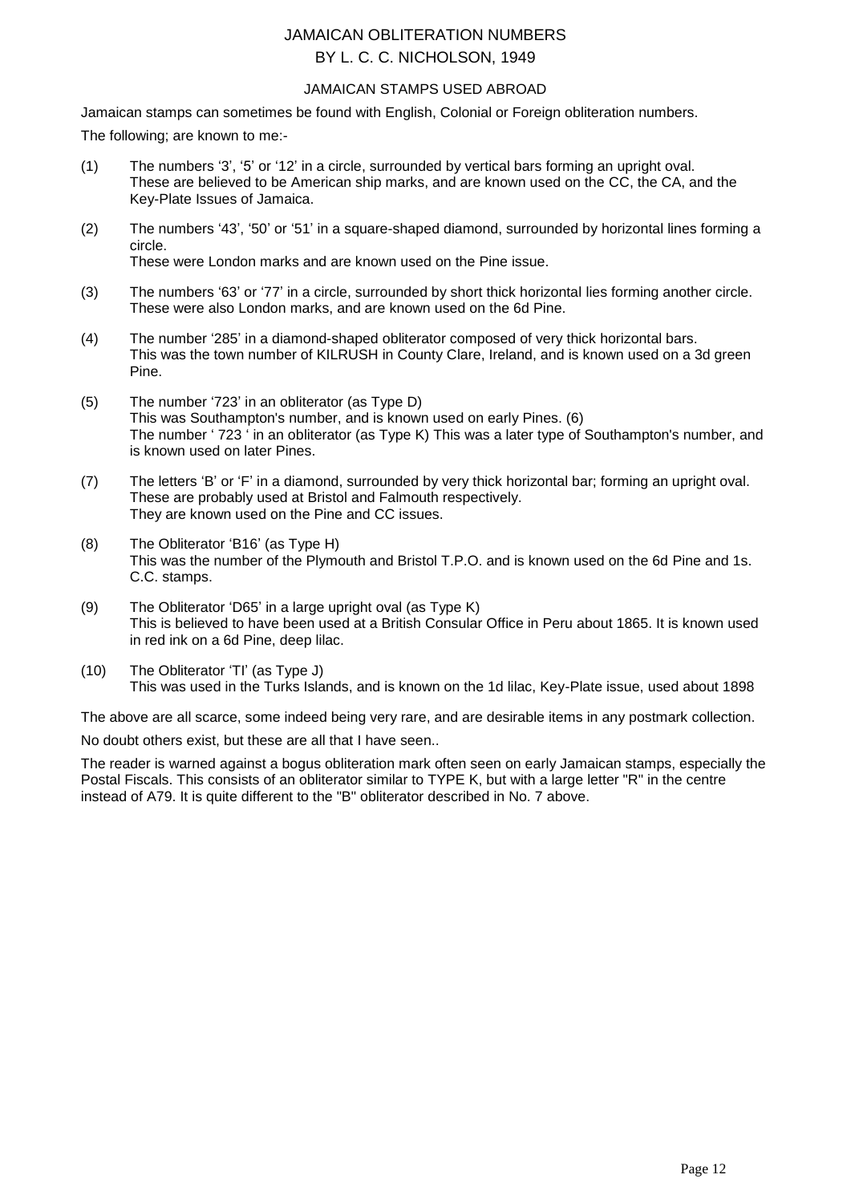# JAMAICAN OBLITERATION NUMBERS

## BY L. C. C. NICHOLSON, 1949

### JAMAICAN STAMPS USED ABROAD

Jamaican stamps can sometimes be found with English, Colonial or Foreign obliteration numbers.

The following; are known to me:-

(1) The numbers '3', '5' or '12' in a circle, surrounded by vertical bars forming an upright oval. These are believed to be American ship marks, and are known used on the CC, the CA, and the Key-Plate Issues of Jamaica.

(2) The numbers '43', '50' or '51' in a square-shaped diamond, surrounded by horizontal lines forming a circle.
These were London marks and are known used on the Pine issue.

(3) The numbers '63' or '77' in a circle, surrounded by short thick horizontal lies forming another circle. These were also London marks, and are known used on the 6d Pine.

(4) The number '285' in a diamond-shaped obliterator composed of very thick horizontal bars. This was the town number of KILRUSH in County Clare, Ireland, and is known used on a 3d green Pine.

(5) The number '723' in an obliterator (as Type D)
This was Southampton's number, and is known used on early Pines. (6)
The number ' 723 ' in an obliterator (as Type K) This was a later type of Southampton's number, and is known used on later Pines.

(7) The letters 'B' or 'F' in a diamond, surrounded by very thick horizontal bar; forming an upright oval. These are probably used at Bristol and Falmouth respectively.
They are known used on the Pine and CC issues.

(8) The Obliterator 'B16' (as Type H)
This was the number of the Plymouth and Bristol T.P.O. and is known used on the 6d Pine and 1s. C.C. stamps.

(9) The Obliterator 'D65' in a large upright oval (as Type K)
This is believed to have been used at a British Consular Office in Peru about 1865. It is known used in red ink on a 6d Pine, deep lilac.

(10) The Obliterator 'TI' (as Type J)
This was used in the Turks Islands, and is known on the 1d lilac, Key-Plate issue, used about 1898

The above are all scarce, some indeed being very rare, and are desirable items in any postmark collection.

No doubt others exist, but these are all that I have seen..

The reader is warned against a bogus obliteration mark often seen on early Jamaican stamps, especially the Postal Fiscals. This consists of an obliterator similar to TYPE K, but with a large letter "R" in the centre instead of A79. It is quite different to the "B" obliterator described in No. 7 above.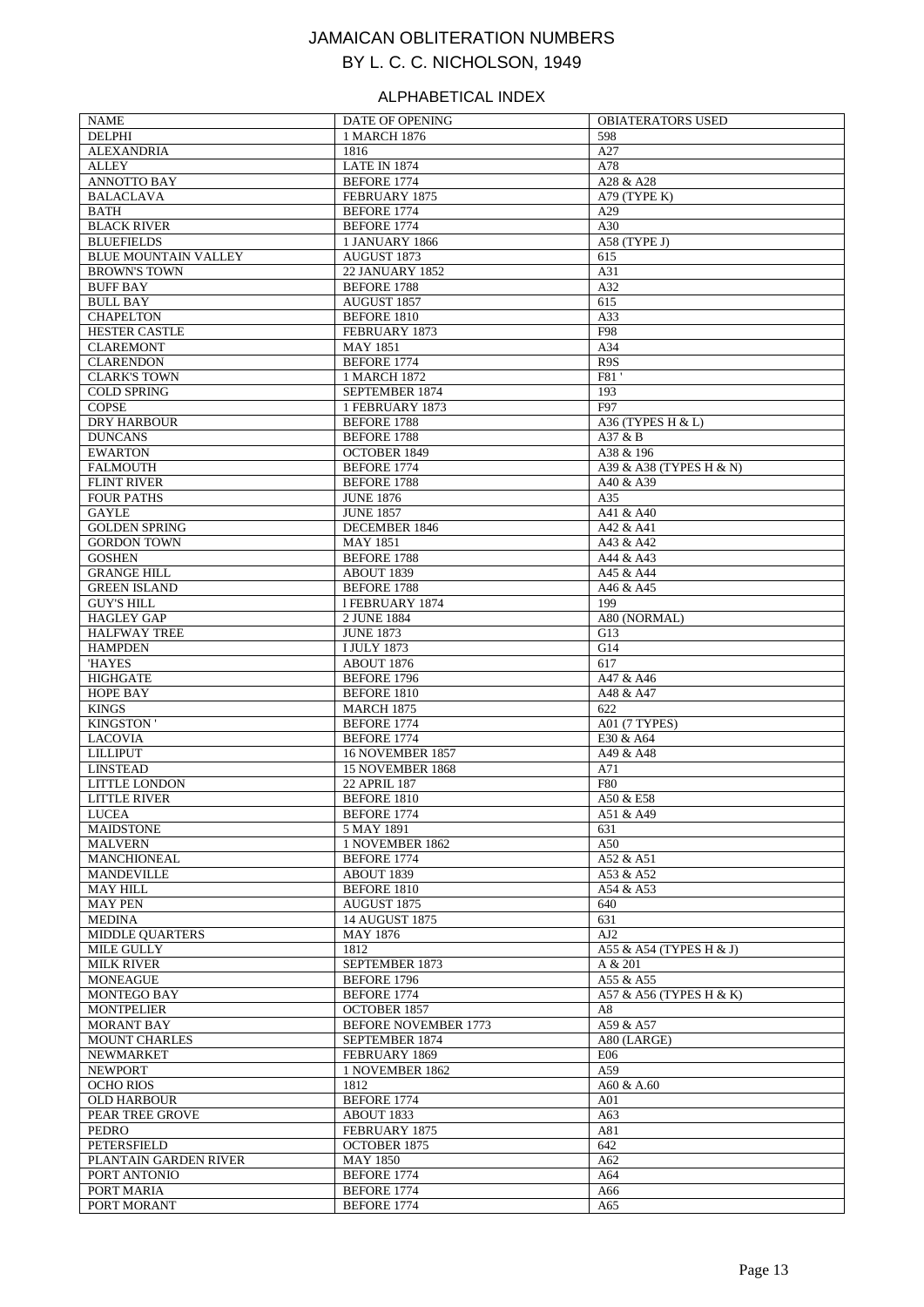# JAMAICAN OBLITERATION NUMBERS
## BY L. C. C. NICHOLSON, 1949

### ALPHABETICAL INDEX

| NAME | DATE OF OPENING | OBIATERATORS USED |
|---|---|---|
| DELPHI | 1 MARCH 1876 | 598 |
| ALEXANDRIA | 1816 | A27 |
| ALLEY | LATE IN 1874 | A78 |
| ANNOTTO BAY | BEFORE 1774 | A28 & A28 |
| BALACLAVA | FEBRUARY 1875 | A79 (TYPE K) |
| BATH | BEFORE 1774 | A29 |
| BLACK RIVER | BEFORE 1774 | A30 |
| BLUEFIELDS | 1 JANUARY 1866 | A58 (TYPE J) |
| BLUE MOUNTAIN VALLEY | AUGUST 1873 | 615 |
| BROWN'S TOWN | 22 JANUARY 1852 | A31 |
| BUFF BAY | BEFORE 1788 | A32 |
| BULL BAY | AUGUST 1857 | 615 |
| CHAPELTON | BEFORE 1810 | A33 |
| HESTER CASTLE | FEBRUARY 1873 | F98 |
| CLAREMONT | MAY 1851 | A34 |
| CLARENDON | BEFORE 1774 | R9S |
| CLARK'S TOWN | 1 MARCH 1872 | F81 ' |
| COLD SPRING | SEPTEMBER 1874 | 193 |
| COPSE | 1 FEBRUARY 1873 | F97 |
| DRY HARBOUR | BEFORE 1788 | A36 (TYPES H & L) |
| DUNCANS | BEFORE 1788 | A37 & B |
| EWARTON | OCTOBER 1849 | A38 & 196 |
| FALMOUTH | BEFORE 1774 | A39 & A38 (TYPES H & N) |
| FLINT RIVER | BEFORE 1788 | A40 & A39 |
| FOUR PATHS | JUNE 1876 | A35 |
| GAYLE | JUNE 1857 | A41 & A40 |
| GOLDEN SPRING | DECEMBER 1846 | A42 & A41 |
| GORDON TOWN | MAY 1851 | A43 & A42 |
| GOSHEN | BEFORE 1788 | A44 & A43 |
| GRANGE HILL | ABOUT 1839 | A45 & A44 |
| GREEN ISLAND | BEFORE 1788 | A46 & A45 |
| GUY'S HILL | l FEBRUARY 1874 | 199 |
| HAGLEY GAP | 2 JUNE 1884 | A80 (NORMAL) |
| HALFWAY TREE | JUNE 1873 | G13 |
| HAMPDEN | I JULY 1873 | G14 |
| 'HAYES | ABOUT 1876 | 617 |
| HIGHGATE | BEFORE 1796 | A47 & A46 |
| HOPE BAY | BEFORE 1810 | A48 & A47 |
| KINGS | MARCH 1875 | 622 |
| KINGSTON ' | BEFORE 1774 | A01 (7 TYPES) |
| LACOVIA | BEFORE 1774 | E30 & A64 |
| LILLIPUT | 16 NOVEMBER 1857 | A49 & A48 |
| LINSTEAD | 15 NOVEMBER 1868 | A71 |
| LITTLE LONDON | 22 APRIL 187 | F80 |
| LITTLE RIVER | BEFORE 1810 | A50 & E58 |
| LUCEA | BEFORE 1774 | A51 & A49 |
| MAIDSTONE | 5 MAY 1891 | 631 |
| MALVERN | 1 NOVEMBER 1862 | A50 |
| MANCHIONEAL | BEFORE 1774 | A52 & A51 |
| MANDEVILLE | ABOUT 1839 | A53 & A52 |
| MAY HILL | BEFORE 1810 | A54 & A53 |
| MAY PEN | AUGUST 1875 | 640 |
| MEDINA | 14 AUGUST 1875 | 631 |
| MIDDLE QUARTERS | MAY 1876 | AJ2 |
| MILE GULLY | 1812 | A55 & A54 (TYPES H & J) |
| MILK RIVER | SEPTEMBER 1873 | A & 201 |
| MONEAGUE | BEFORE 1796 | A55 & A55 |
| MONTEGO BAY | BEFORE 1774 | A57 & A56 (TYPES H & K) |
| MONTPELIER | OCTOBER 1857 | A8 |
| MORANT BAY | BEFORE NOVEMBER 1773 | A59 & A57 |
| MOUNT CHARLES | SEPTEMBER 1874 | A80 (LARGE) |
| NEWMARKET | FEBRUARY 1869 | E06 |
| NEWPORT | 1 NOVEMBER 1862 | A59 |
| OCHO RIOS | 1812 | A60 & A.60 |
| OLD HARBOUR | BEFORE 1774 | A01 |
| PEAR TREE GROVE | ABOUT 1833 | A63 |
| PEDRO | FEBRUARY 1875 | A81 |
| PETERSFIELD | OCTOBER 1875 | 642 |
| PLANTAIN GARDEN RIVER | MAY 1850 | A62 |
| PORT ANTONIO | BEFORE 1774 | A64 |
| PORT MARIA | BEFORE 1774 | A66 |
| PORT MORANT | BEFORE 1774 | A65 |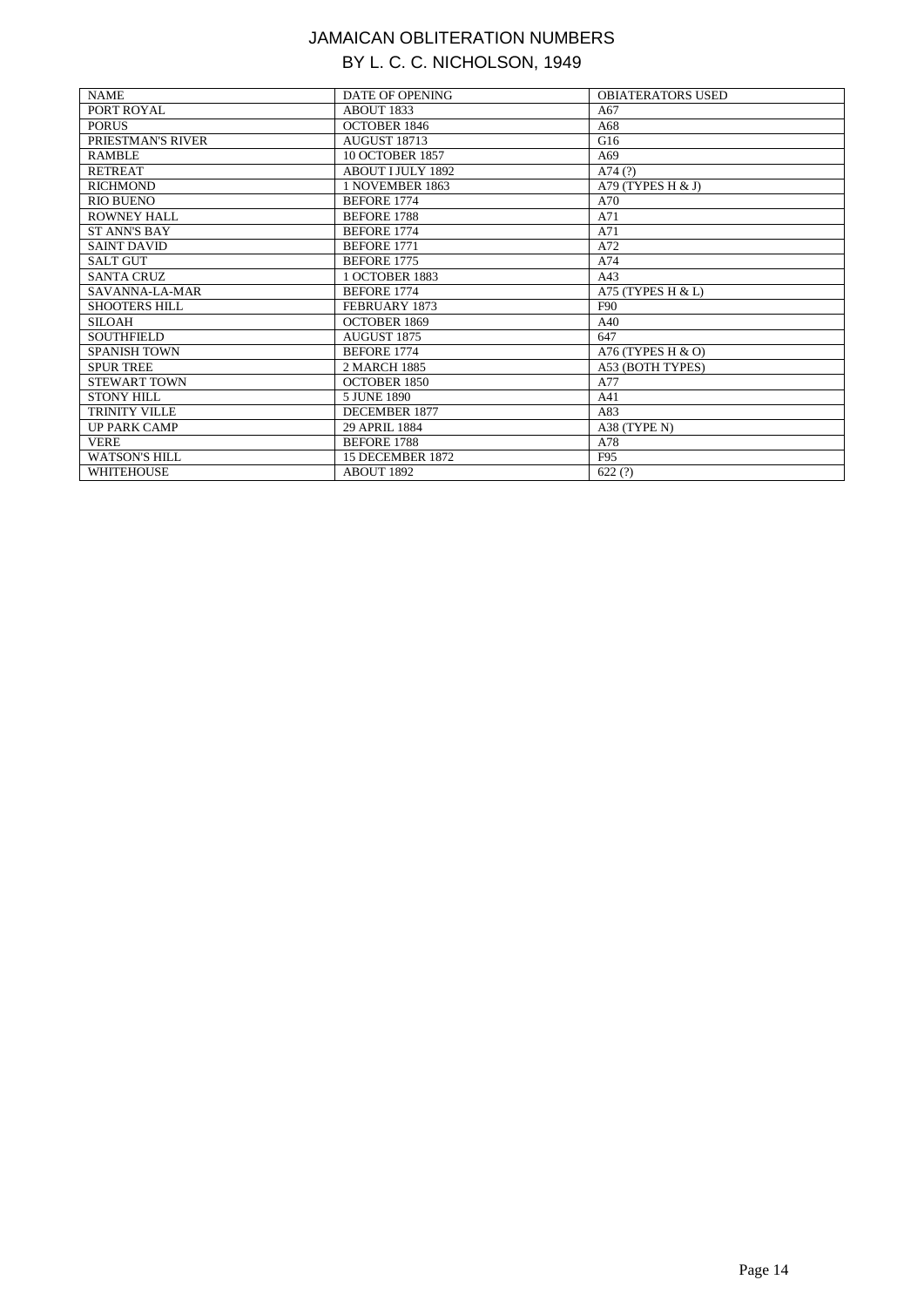# JAMAICAN OBLITERATION NUMBERS

## BY L. C. C. NICHOLSON, 1949

| NAME | DATE OF OPENING | OBIATERATORS USED |
|---|---|---|
| PORT ROYAL | ABOUT 1833 | A67 |
| PORUS | OCTOBER 1846 | A68 |
| PRIESTMAN'S RIVER | AUGUST 18713 | G16 |
| RAMBLE | 10 OCTOBER 1857 | A69 |
| RETREAT | ABOUT I JULY 1892 | A74 (?) |
| RICHMOND | 1 NOVEMBER 1863 | A79 (TYPES H & J) |
| RIO BUENO | BEFORE 1774 | A70 |
| ROWNEY HALL | BEFORE 1788 | A71 |
| ST ANN'S BAY | BEFORE 1774 | A71 |
| SAINT DAVID | BEFORE 1771 | A72 |
| SALT GUT | BEFORE 1775 | A74 |
| SANTA CRUZ | 1 OCTOBER 1883 | A43 |
| SAVANNA-LA-MAR | BEFORE 1774 | A75 (TYPES H & L) |
| SHOOTERS HILL | FEBRUARY 1873 | F90 |
| SILOAH | OCTOBER 1869 | A40 |
| SOUTHFIELD | AUGUST 1875 | 647 |
| SPANISH TOWN | BEFORE 1774 | A76 (TYPES H & O) |
| SPUR TREE | 2 MARCH 1885 | A53 (BOTH TYPES) |
| STEWART TOWN | OCTOBER 1850 | A77 |
| STONY HILL | 5 JUNE 1890 | A41 |
| TRINITY VILLE | DECEMBER 1877 | A83 |
| UP PARK CAMP | 29 APRIL 1884 | A38 (TYPE N) |
| VERE | BEFORE 1788 | A78 |
| WATSON'S HILL | 15 DECEMBER 1872 | F95 |
| WHITEHOUSE | ABOUT 1892 | 622 (?) |